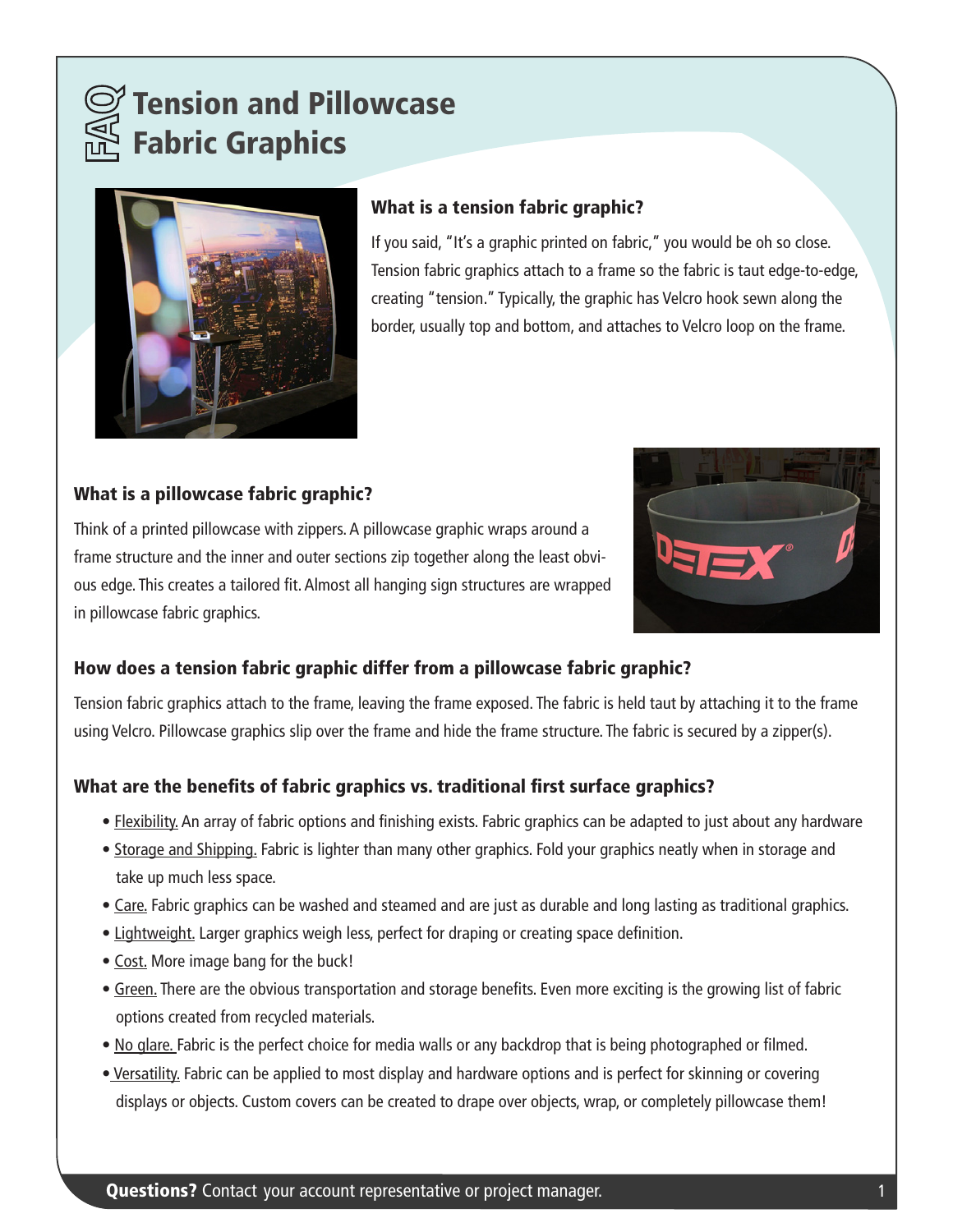# FAQ Tension and Pillowcase Fabric Graphics

### What is a tension fabric graphic?

If you said, "It's a graphic printed on fabric," you would be oh so close. Tension fabric graphics attach to a frame so the fabric is taut edge-to-edge, creating "tension." Typically, the graphic has Velcro hook sewn along the border, usually top and bottom, and attaches to Velcro loop on the frame.

### What is a pillowcase fabric graphic?

Think of a printed pillowcase with zippers. A pillowcase graphic wraps around a frame structure and the inner and outer sections zip together along the least obvious edge. This creates a tailored fit. Almost all hanging sign structures are wrapped in pillowcase fabric graphics.

### How does a tension fabric graphic differ from a pillowcase fabric graphic?

Tension fabric graphics attach to the frame, leaving the frame exposed. The fabric is held taut by attaching it to the frame using Velcro. Pillowcase graphics slip over the frame and hide the frame structure. The fabric is secured by a zipper(s).

### What are the benefits of fabric graphics vs. traditional first surface graphics?

- Flexibility. An array of fabric options and finishing exists. Fabric graphics can be adapted to just about any hardware
- Storage and Shipping. Fabric is lighter than many other graphics. Fold your graphics neatly when in storage and take up much less space.
- Care. Fabric graphics can be washed and steamed and are just as durable and long lasting as traditional graphics.
- Lightweight. Larger graphics weigh less, perfect for draping or creating space definition.
- Cost. More image bang for the buck!
- Green. There are the obvious transportation and storage benefits. Even more exciting is the growing list of fabric options created from recycled materials.
- No glare. Fabric is the perfect choice for media walls or any backdrop that is being photographed or filmed.
- Versatility. Fabric can be applied to most display and hardware options and is perfect for skinning or covering displays or objects. Custom covers can be created to drape over objects, wrap, or completely pillowcase them!

**Questions?** Contact your account representative or project manager.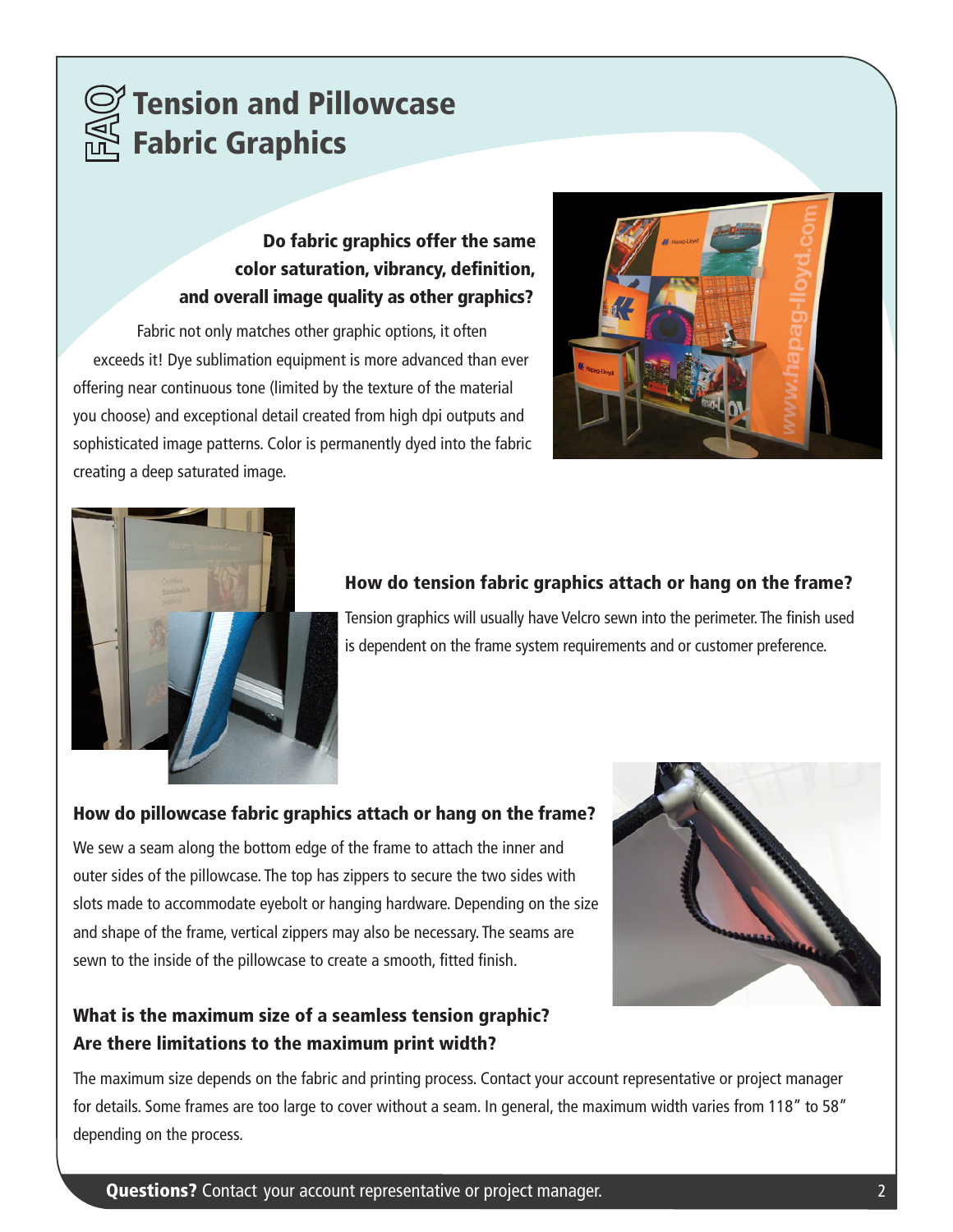# FAQ Tension and Pillowcase Fabric Graphics

**Do fabric graphics offer the same color saturation, vibrancy, definition, and overall image quality as other graphics?**

Fabric not only matches other graphic options, it often exceeds it! Dye sublimation equipment is more advanced than ever offering near continuous tone (limited by the texture of the material you choose) and exceptional detail created from high dpi outputs and sophisticated image patterns. Color is permanently dyed into the fabric creating a deep saturated image.

**How do tension fabric graphics attach or hang on the frame?**

Tension graphics will usually have Velcro sewn into the perimeter. The finish used is dependent on the frame system requirements and or customer preference.

**How do pillowcase fabric graphics attach or hang on the frame?**

We sew a seam along the bottom edge of the frame to attach the inner and outer sides of the pillowcase. The top has zippers to secure the two sides with slots made to accommodate eyebolt or hanging hardware. Depending on the size and shape of the frame, vertical zippers may also be necessary. The seams are sewn to the inside of the pillowcase to create a smooth, fitted finish.

**What is the maximum size of a seamless tension graphic? Are there limitations to the maximum print width?**

The maximum size depends on the fabric and printing process. Contact your account representative or project manager for details. Some frames are too large to cover without a seam. In general, the maximum width varies from 118″ to 58″ depending on the process.

**Questions?** Contact your account representative or project manager.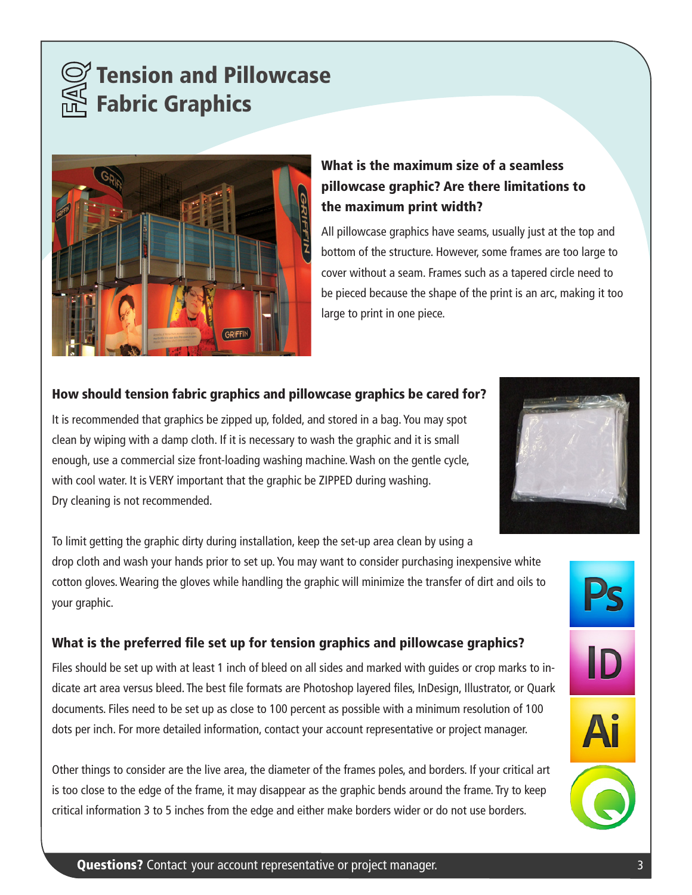# FAQ Tension and Pillowcase Fabric Graphics

### What is the maximum size of a seamless pillowcase graphic? Are there limitations to the maximum print width?

All pillowcase graphics have seams, usually just at the top and bottom of the structure. However, some frames are too large to cover without a seam. Frames such as a tapered circle need to be pieced because the shape of the print is an arc, making it too large to print in one piece.

### How should tension fabric graphics and pillowcase graphics be cared for?

It is recommended that graphics be zipped up, folded, and stored in a bag. You may spot clean by wiping with a damp cloth. If it is necessary to wash the graphic and it is small enough, use a commercial size front-loading washing machine. Wash on the gentle cycle, with cool water. It is VERY important that the graphic be ZIPPED during washing. Dry cleaning is not recommended.

To limit getting the graphic dirty during installation, keep the set-up area clean by using a drop cloth and wash your hands prior to set up. You may want to consider purchasing inexpensive white cotton gloves. Wearing the gloves while handling the graphic will minimize the transfer of dirt and oils to your graphic.

### What is the preferred file set up for tension graphics and pillowcase graphics?

Files should be set up with at least 1 inch of bleed on all sides and marked with guides or crop marks to indicate art area versus bleed. The best file formats are Photoshop layered files, InDesign, Illustrator, or Quark documents. Files need to be set up as close to 100 percent as possible with a minimum resolution of 100 dots per inch. For more detailed information, contact your account representative or project manager.

Other things to consider are the live area, the diameter of the frames poles, and borders. If your critical art is too close to the edge of the frame, it may disappear as the graphic bends around the frame. Try to keep critical information 3 to 5 inches from the edge and either make borders wider or do not use borders.

**Questions?** Contact your account representative or project manager.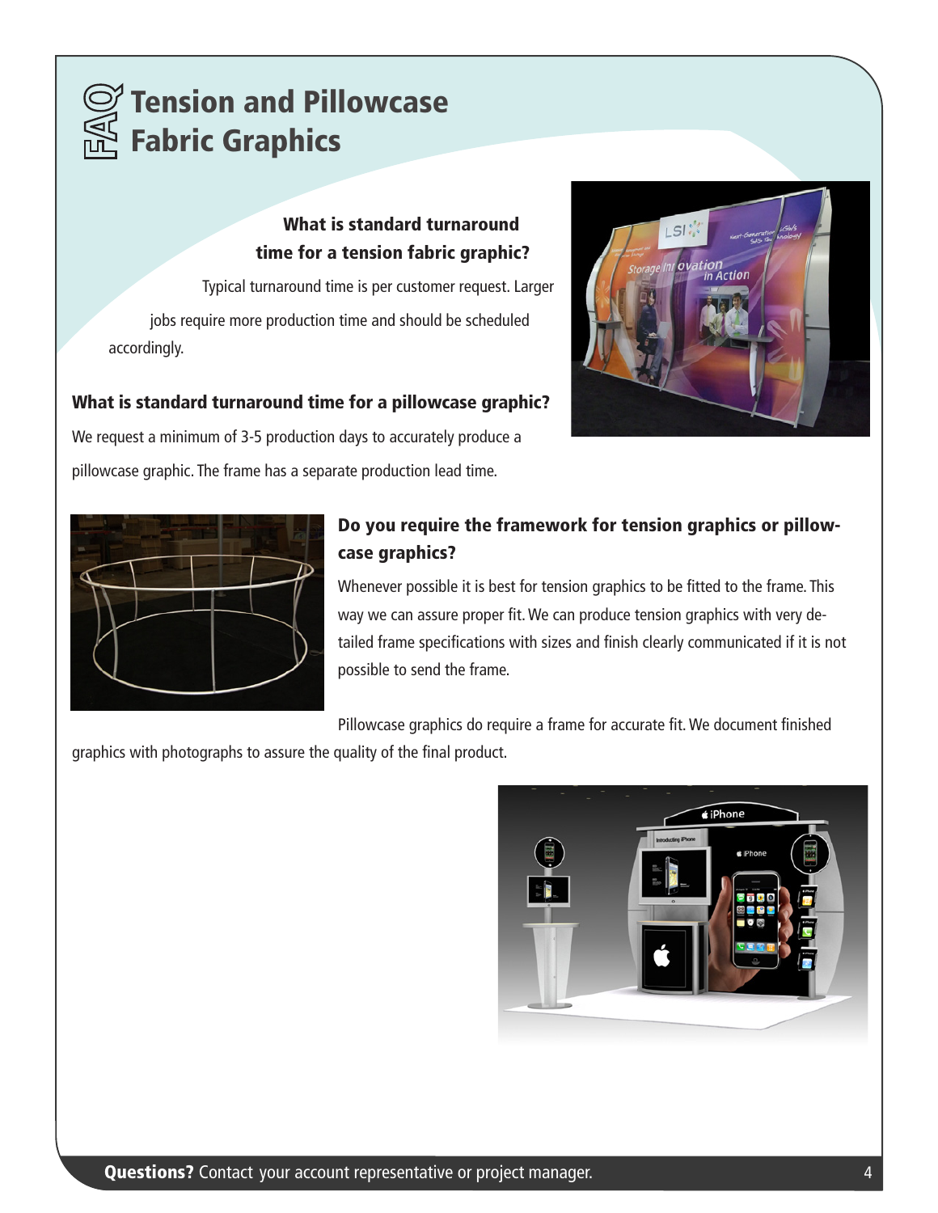# Tension and Pillowcase Fabric Graphics

FAQ

**What is standard turnaround time for a tension fabric graphic?**

Typical turnaround time is per customer request. Larger jobs require more production time and should be scheduled accordingly.

**What is standard turnaround time for a pillowcase graphic?**

We request a minimum of 3-5 production days to accurately produce a pillowcase graphic. The frame has a separate production lead time.

**Do you require the framework for tension graphics or pillowcase graphics?**

Whenever possible it is best for tension graphics to be fitted to the frame. This way we can assure proper fit. We can produce tension graphics with very detailed frame specifications with sizes and finish clearly communicated if it is not possible to send the frame.

Pillowcase graphics do require a frame for accurate fit. We document finished graphics with photographs to assure the quality of the final product.

**Questions?** Contact your account representative or project manager.